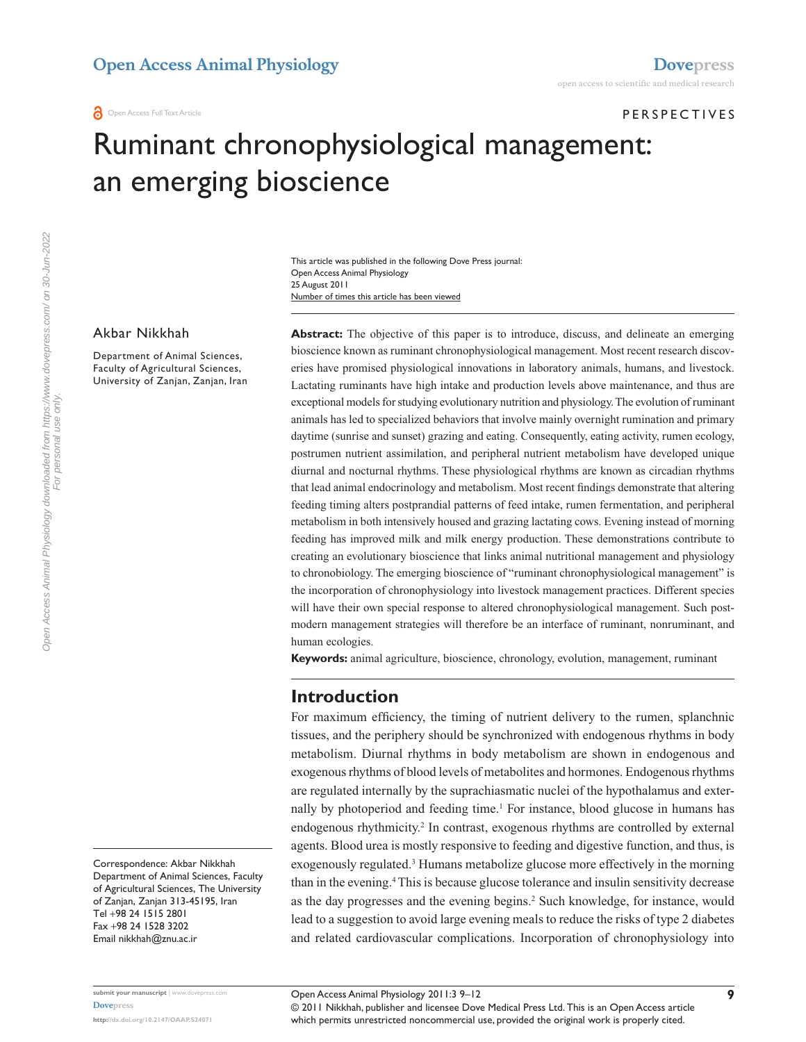PERSPECTIVES

# Ruminant chronophysiological management: an emerging bioscience

This article was published in the following Dove Press journal:
Open Access Animal Physiology
25 August 2011
Number of times this article has been viewed

Akbar Nikkhah

Department of Animal Sciences, Faculty of Agricultural Sciences, University of Zanjan, Zanjan, Iran

**Abstract:** The objective of this paper is to introduce, discuss, and delineate an emerging bioscience known as ruminant chronophysiological management. Most recent research discoveries have promised physiological innovations in laboratory animals, humans, and livestock. Lactating ruminants have high intake and production levels above maintenance, and thus are exceptional models for studying evolutionary nutrition and physiology. The evolution of ruminant animals has led to specialized behaviors that involve mainly overnight rumination and primary daytime (sunrise and sunset) grazing and eating. Consequently, eating activity, rumen ecology, postrumen nutrient assimilation, and peripheral nutrient metabolism have developed unique diurnal and nocturnal rhythms. These physiological rhythms are known as circadian rhythms that lead animal endocrinology and metabolism. Most recent findings demonstrate that altering feeding timing alters postprandial patterns of feed intake, rumen fermentation, and peripheral metabolism in both intensively housed and grazing lactating cows. Evening instead of morning feeding has improved milk and milk energy production. These demonstrations contribute to creating an evolutionary bioscience that links animal nutritional management and physiology to chronobiology. The emerging bioscience of "ruminant chronophysiological management" is the incorporation of chronophysiology into livestock management practices. Different species will have their own special response to altered chronophysiological management. Such postmodern management strategies will therefore be an interface of ruminant, nonruminant, and human ecologies.

**Keywords:** animal agriculture, bioscience, chronology, evolution, management, ruminant

## Introduction

For maximum efficiency, the timing of nutrient delivery to the rumen, splanchnic tissues, and the periphery should be synchronized with endogenous rhythms in body metabolism. Diurnal rhythms in body metabolism are shown in endogenous and exogenous rhythms of blood levels of metabolites and hormones. Endogenous rhythms are regulated internally by the suprachiasmatic nuclei of the hypothalamus and externally by photoperiod and feeding time.[1] For instance, blood glucose in humans has endogenous rhythmicity.[2] In contrast, exogenous rhythms are controlled by external agents. Blood urea is mostly responsive to feeding and digestive function, and thus, is exogenously regulated.[3] Humans metabolize glucose more effectively in the morning than in the evening.[4] This is because glucose tolerance and insulin sensitivity decrease as the day progresses and the evening begins.[2] Such knowledge, for instance, would lead to a suggestion to avoid large evening meals to reduce the risks of type 2 diabetes and related cardiovascular complications. Incorporation of chronophysiology into

Correspondence: Akbar Nikkhah
Department of Animal Sciences, Faculty of Agricultural Sciences, The University of Zanjan, Zanjan 313-45195, Iran
Tel +98 24 1515 2801
Fax +98 24 1528 3202
Email nikkhah@znu.ac.ir

© 2011 Nikkhah, publisher and licensee Dove Medical Press Ltd. This is an Open Access article which permits unrestricted noncommercial use, provided the original work is properly cited.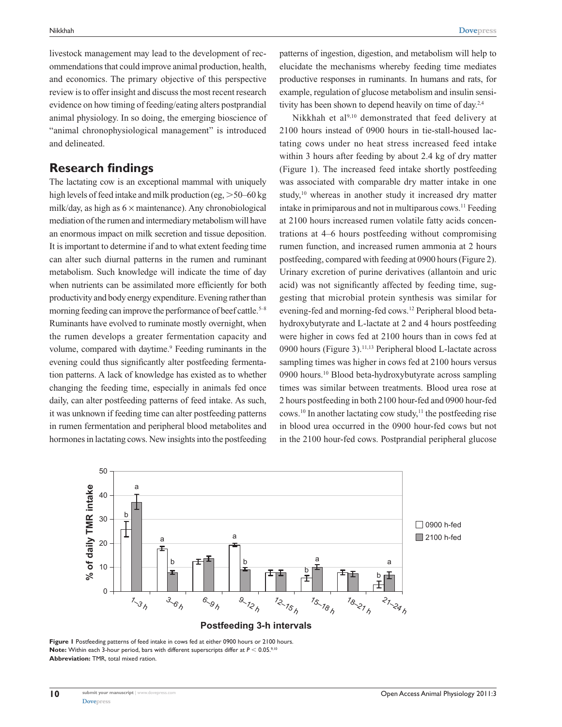livestock management may lead to the development of recommendations that could improve animal production, health, and economics. The primary objective of this perspective review is to offer insight and discuss the most recent research evidence on how timing of feeding/eating alters postprandial animal physiology. In so doing, the emerging bioscience of "animal chronophysiological management" is introduced and delineated.

## Research findings

The lactating cow is an exceptional mammal with uniquely high levels of feed intake and milk production (eg, >50–60 kg milk/day, as high as 6 × maintenance). Any chronobiological mediation of the rumen and intermediary metabolism will have an enormous impact on milk secretion and tissue deposition. It is important to determine if and to what extent feeding time can alter such diurnal patterns in the rumen and ruminant metabolism. Such knowledge will indicate the time of day when nutrients can be assimilated more efficiently for both productivity and body energy expenditure. Evening rather than morning feeding can improve the performance of beef cattle.[5–8] Ruminants have evolved to ruminate mostly overnight, when the rumen develops a greater fermentation capacity and volume, compared with daytime.[9] Feeding ruminants in the evening could thus significantly alter postfeeding fermentation patterns. A lack of knowledge has existed as to whether changing the feeding time, especially in animals fed once daily, can alter postfeeding patterns of feed intake. As such, it was unknown if feeding time can alter postfeeding patterns in rumen fermentation and peripheral blood metabolites and hormones in lactating cows. New insights into the postfeeding patterns of ingestion, digestion, and metabolism will help to elucidate the mechanisms whereby feeding time mediates productive responses in ruminants. In humans and rats, for example, regulation of glucose metabolism and insulin sensitivity has been shown to depend heavily on time of day.[2,4]

Nikkhah et al[9,10] demonstrated that feed delivery at 2100 hours instead of 0900 hours in tie-stall-housed lactating cows under no heat stress increased feed intake within 3 hours after feeding by about 2.4 kg of dry matter (Figure 1). The increased feed intake shortly postfeeding was associated with comparable dry matter intake in one study,[10] whereas in another study it increased dry matter intake in primiparous and not in multiparous cows.[11] Feeding at 2100 hours increased rumen volatile fatty acids concentrations at 4–6 hours postfeeding without compromising rumen function, and increased rumen ammonia at 2 hours postfeeding, compared with feeding at 0900 hours (Figure 2). Urinary excretion of purine derivatives (allantoin and uric acid) was not significantly affected by feeding time, suggesting that microbial protein synthesis was similar for evening-fed and morning-fed cows.[12] Peripheral blood beta-hydroxybutyrate and L-lactate at 2 and 4 hours postfeeding were higher in cows fed at 2100 hours than in cows fed at 0900 hours (Figure 3).[11,13] Peripheral blood L-lactate across sampling times was higher in cows fed at 2100 hours versus 0900 hours.[10] Blood beta-hydroxybutyrate across sampling times was similar between treatments. Blood urea rose at 2 hours postfeeding in both 2100 hour-fed and 0900 hour-fed cows.[10] In another lactating cow study,[11] the postfeeding rise in blood urea occurred in the 0900 hour-fed cows but not in the 2100 hour-fed cows. Postprandial peripheral glucose

**Figure 1** Postfeeding patterns of feed intake in cows fed at either 0900 hours or 2100 hours.
**Note:** Within each 3-hour period, bars with different superscripts differ at $P < 0.05$.[9,10]
**Abbreviation:** TMR, total mixed ration.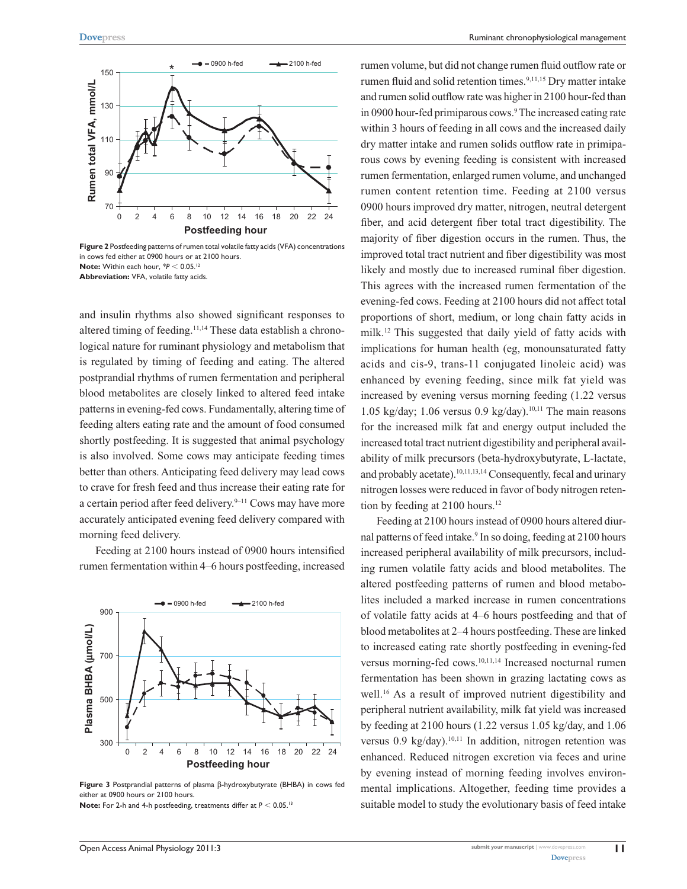**Figure 2** Postfeeding patterns of rumen total volatile fatty acids (VFA) concentrations in cows fed either at 0900 hours or at 2100 hours.
**Note:** Within each hour, \*$P < 0.05$.[12]
**Abbreviation:** VFA, volatile fatty acids.

and insulin rhythms also showed significant responses to altered timing of feeding.[11,14] These data establish a chronological nature for ruminant physiology and metabolism that is regulated by timing of feeding and eating. The altered postprandial rhythms of rumen fermentation and peripheral blood metabolites are closely linked to altered feed intake patterns in evening-fed cows. Fundamentally, altering time of feeding alters eating rate and the amount of food consumed shortly postfeeding. It is suggested that animal psychology is also involved. Some cows may anticipate feeding times better than others. Anticipating feed delivery may lead cows to crave for fresh feed and thus increase their eating rate for a certain period after feed delivery.[9–11] Cows may have more accurately anticipated evening feed delivery compared with morning feed delivery.

Feeding at 2100 hours instead of 0900 hours intensified rumen fermentation within 4–6 hours postfeeding, increased rumen volume, but did not change rumen fluid outflow rate or rumen fluid and solid retention times.[9,11,15] Dry matter intake and rumen solid outflow rate was higher in 2100 hour-fed than in 0900 hour-fed primiparous cows.[9] The increased eating rate within 3 hours of feeding in all cows and the increased daily dry matter intake and rumen solids outflow rate in primiparous cows by evening feeding is consistent with increased rumen fermentation, enlarged rumen volume, and unchanged rumen content retention time. Feeding at 2100 versus 0900 hours improved dry matter, nitrogen, neutral detergent fiber, and acid detergent fiber total tract digestibility. The majority of fiber digestion occurs in the rumen. Thus, the improved total tract nutrient and fiber digestibility was most likely and mostly due to increased ruminal fiber digestion. This agrees with the increased rumen fermentation of the evening-fed cows. Feeding at 2100 hours did not affect total proportions of short, medium, or long chain fatty acids in milk.[12] This suggested that daily yield of fatty acids with implications for human health (eg, monounsaturated fatty acids and cis-9, trans-11 conjugated linoleic acid) was enhanced by evening feeding, since milk fat yield was increased by evening versus morning feeding (1.22 versus 1.05 kg/day; 1.06 versus 0.9 kg/day).[10,11] The main reasons for the increased milk fat and energy output included the increased total tract nutrient digestibility and peripheral availability of milk precursors (beta-hydroxybutyrate, L-lactate, and probably acetate).[10,11,13,14] Consequently, fecal and urinary nitrogen losses were reduced in favor of body nitrogen retention by feeding at 2100 hours.[12]

**Figure 3** Postprandial patterns of plasma β-hydroxybutyrate (BHBA) in cows fed either at 0900 hours or 2100 hours.
**Note:** For 2-h and 4-h postfeeding, treatments differ at $P < 0.05$.[13]

Feeding at 2100 hours instead of 0900 hours altered diurnal patterns of feed intake.[9] In so doing, feeding at 2100 hours increased peripheral availability of milk precursors, including rumen volatile fatty acids and blood metabolites. The altered postfeeding patterns of rumen and blood metabolites included a marked increase in rumen concentrations of volatile fatty acids at 4–6 hours postfeeding and that of blood metabolites at 2–4 hours postfeeding. These are linked to increased eating rate shortly postfeeding in evening-fed versus morning-fed cows.[10,11,14] Increased nocturnal rumen fermentation has been shown in grazing lactating cows as well.[16] As a result of improved nutrient digestibility and peripheral nutrient availability, milk fat yield was increased by feeding at 2100 hours (1.22 versus 1.05 kg/day, and 1.06 versus 0.9 kg/day).[10,11] In addition, nitrogen retention was enhanced. Reduced nitrogen excretion via feces and urine by evening instead of morning feeding involves environmental implications. Altogether, feeding time provides a suitable model to study the evolutionary basis of feed intake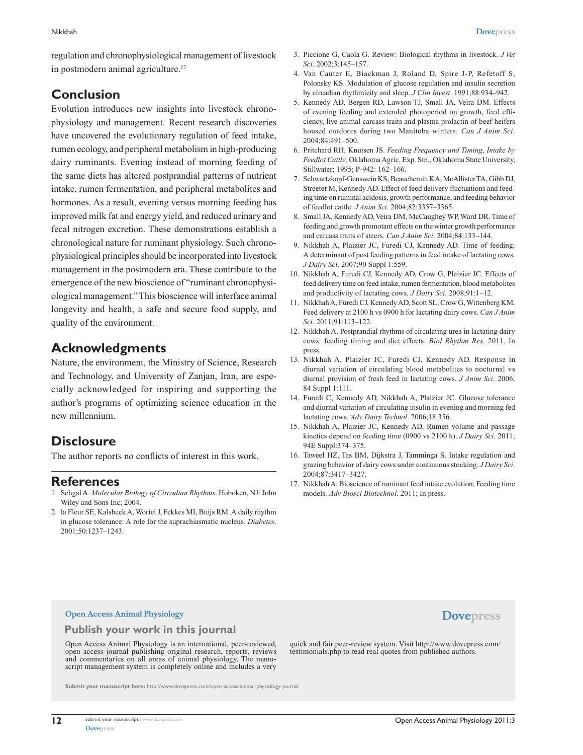regulation and chronophysiological management of livestock in postmodern animal agriculture.[17]

## Conclusion

Evolution introduces new insights into livestock chronophysiology and management. Recent research discoveries have uncovered the evolutionary regulation of feed intake, rumen ecology, and peripheral metabolism in high-producing dairy ruminants. Evening instead of morning feeding of the same diets has altered postprandial patterns of nutrient intake, rumen fermentation, and peripheral metabolites and hormones. As a result, evening versus morning feeding has improved milk fat and energy yield, and reduced urinary and fecal nitrogen excretion. These demonstrations establish a chronological nature for ruminant physiology. Such chronophysiological principles should be incorporated into livestock management in the postmodern era. These contribute to the emergence of the new bioscience of "ruminant chronophysiological management." This bioscience will interface animal longevity and health, a safe and secure food supply, and quality of the environment.

## Acknowledgments

Nature, the environment, the Ministry of Science, Research and Technology, and University of Zanjan, Iran, are especially acknowledged for inspiring and supporting the author's programs of optimizing science education in the new millennium.

## Disclosure

The author reports no conflicts of interest in this work.

## References

1. Sehgal A. *Molecular Biology of Circadian Rhythms*. Hoboken, NJ: John Wiley and Sons Inc; 2004.
2. la Fleur SE, Kalsbeek A, Wortel J, Fekkes MI, Buijs RM. A daily rhythm in glucose tolerance: A role for the suprachiasmatic nucleus. *Diabetes*. 2001;50:1237–1243.
3. Piccione G, Caola G. Review: Biological rhythms in livestock. *J Vet Sci*. 2002;3:145–157.
4. Van Cauter E, Biackman J, Roland D, Spire J-P, Refetoff S, Polonsky KS. Modulation of glucose regulation and insulin secretion by circadian rhythmicity and sleep. *J Clin Invest*. 1991;88:934–942.
5. Kennedy AD, Bergen RD, Lawson TJ, Small JA, Veira DM. Effects of evening feeding and extended photoperiod on growth, feed efficiency, live animal carcass traits and plasma prolactin of beef heifers housed outdoors during two Manitoba winters. *Can J Anim Sci*. 2004;84:491–500.
6. Pritchard RH, Knutsen JS. *Feeding Frequency and Timing*, *Intake by Feedlot Cattle*. Oklahoma Agric. Exp. Stn., Oklahoma State University, Stillwater; 1995; P-942: 162–166.
7. Schwartzkopf-Genswein KS, Beauchemin KA, McAllister TA, Gibb DJ, Streeter M, Kennedy AD. Effect of feed delivery fluctuations and feeding time on ruminal acidosis, growth performance, and feeding behavior of feedlot cattle. *J Anim Sci*. 2004;82:3357–3365.
8. Small JA, Kennedy AD, Veira DM, McCaughey WP, Ward DR. Time of feeding and growth promotant effects on the winter growth performance and carcass traits of steers. *Can J Anim Sci*. 2004;84:133–144.
9. Nikkhah A, Plaizier JC, Furedi CJ, Kennedy AD. Time of feeding: A determinant of post feeding patterns in feed intake of lactating cows. *J Dairy Sci*. 2007;90 Suppl 1:559.
10. Nikkhah A, Furedi CJ, Kennedy AD, Crow G, Plaizier JC. Effects of feed delivery time on feed intake, rumen fermentation, blood metabolites and productivity of lactating cows. *J Dairy Sci.* 2008;91:1–12.
11. Nikkhah A, Furedi CJ, Kennedy AD, Scott SL, Crow G, Wittenberg KM. Feed delivery at 2100 h vs 0900 h for lactating dairy cows. *Can J Anim Sci*. 2011;91:113–122.
12. Nikkhah A. Postprandial rhythms of circulating urea in lactating dairy cows: feeding timing and diet effects. *Biol Rhythm Res*. 2011. In press.
13. Nikkhah A, Plaizier JC, Furedi CJ, Kennedy AD. Response in diurnal variation of circulating blood metabolites to nocturnal vs diurnal provision of fresh feed in lactating cows. *J Anim Sci*. 2006; 84 Suppl 1:111.
14. Furedi C, Kennedy AD, Nikkhah A, Plaizier JC. Glucose tolerance and diurnal variation of circulating insulin in evening and morning fed lactating cows. *Adv Dairy Technol*. 2006;18:356.
15. Nikkhah A, Plaizier JC, Kennedy AD. Rumen volume and passage kinetics depend on feeding time (0900 vs 2100 h). *J Dairy Sci*. 2011; 94E Suppl:374–375.
16. Taweel HZ, Tas BM, Dijkstra J, Tamminga S. Intake regulation and grazing behavior of dairy cows under continuous stocking. *J Dairy Sci*. 2004;87:3417–3427.
17. Nikkhah A. Bioscience of ruminant feed intake evolution: Feeding time models. *Adv Biosci Biotechnol*. 2011; In press.

**Open Access Animal Physiology**

**Publish your work in this journal**

Open Access Animal Physiology is an international, peer-reviewed, open access journal publishing original research, reports, reviews and commentaries on all areas of animal physiology. The manuscript management system is completely online and includes a very quick and fair peer-review system. Visit http://www.dovepress.com/testimonials.php to read real quotes from published authors.

**Submit your manuscript here:** http://www.dovepress.com/open-access-animal-physiology-journal